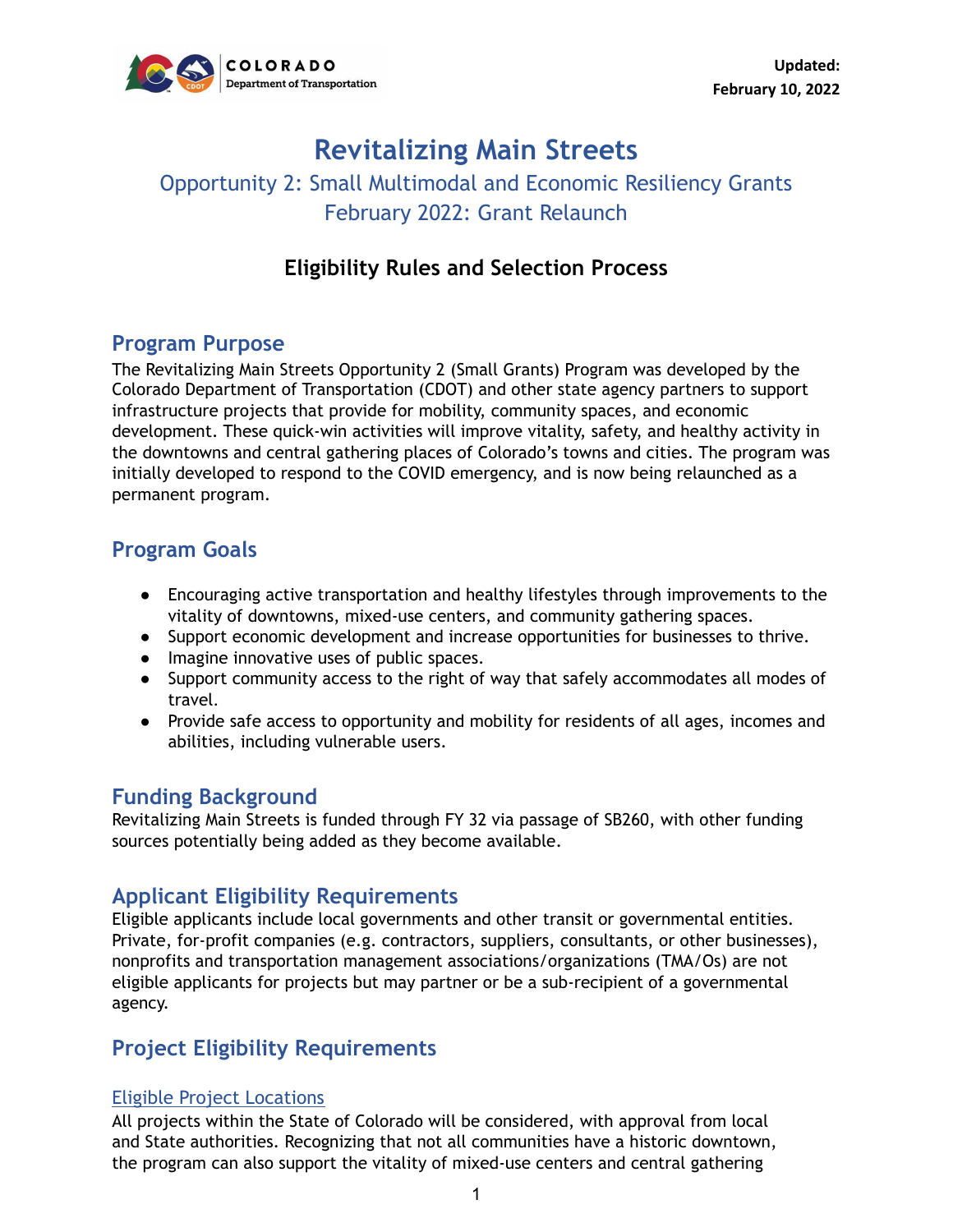Updated:
February 10, 2022

# Revitalizing Main Streets

## Opportunity 2: Small Multimodal and Economic Resiliency Grants
## February 2022: Grant Relaunch

### Eligibility Rules and Selection Process

## Program Purpose

The Revitalizing Main Streets Opportunity 2 (Small Grants) Program was developed by the Colorado Department of Transportation (CDOT) and other state agency partners to support infrastructure projects that provide for mobility, community spaces, and economic development. These quick-win activities will improve vitality, safety, and healthy activity in the downtowns and central gathering places of Colorado's towns and cities. The program was initially developed to respond to the COVID emergency, and is now being relaunched as a permanent program.

## Program Goals

- Encouraging active transportation and healthy lifestyles through improvements to the vitality of downtowns, mixed-use centers, and community gathering spaces.
- Support economic development and increase opportunities for businesses to thrive.
- Imagine innovative uses of public spaces.
- Support community access to the right of way that safely accommodates all modes of travel.
- Provide safe access to opportunity and mobility for residents of all ages, incomes and abilities, including vulnerable users.

## Funding Background

Revitalizing Main Streets is funded through FY 32 via passage of SB260, with other funding sources potentially being added as they become available.

## Applicant Eligibility Requirements

Eligible applicants include local governments and other transit or governmental entities. Private, for-profit companies (e.g. contractors, suppliers, consultants, or other businesses), nonprofits and transportation management associations/organizations (TMA/Os) are not eligible applicants for projects but may partner or be a sub-recipient of a governmental agency.

## Project Eligibility Requirements

### Eligible Project Locations

All projects within the State of Colorado will be considered, with approval from local and State authorities. Recognizing that not all communities have a historic downtown, the program can also support the vitality of mixed-use centers and central gathering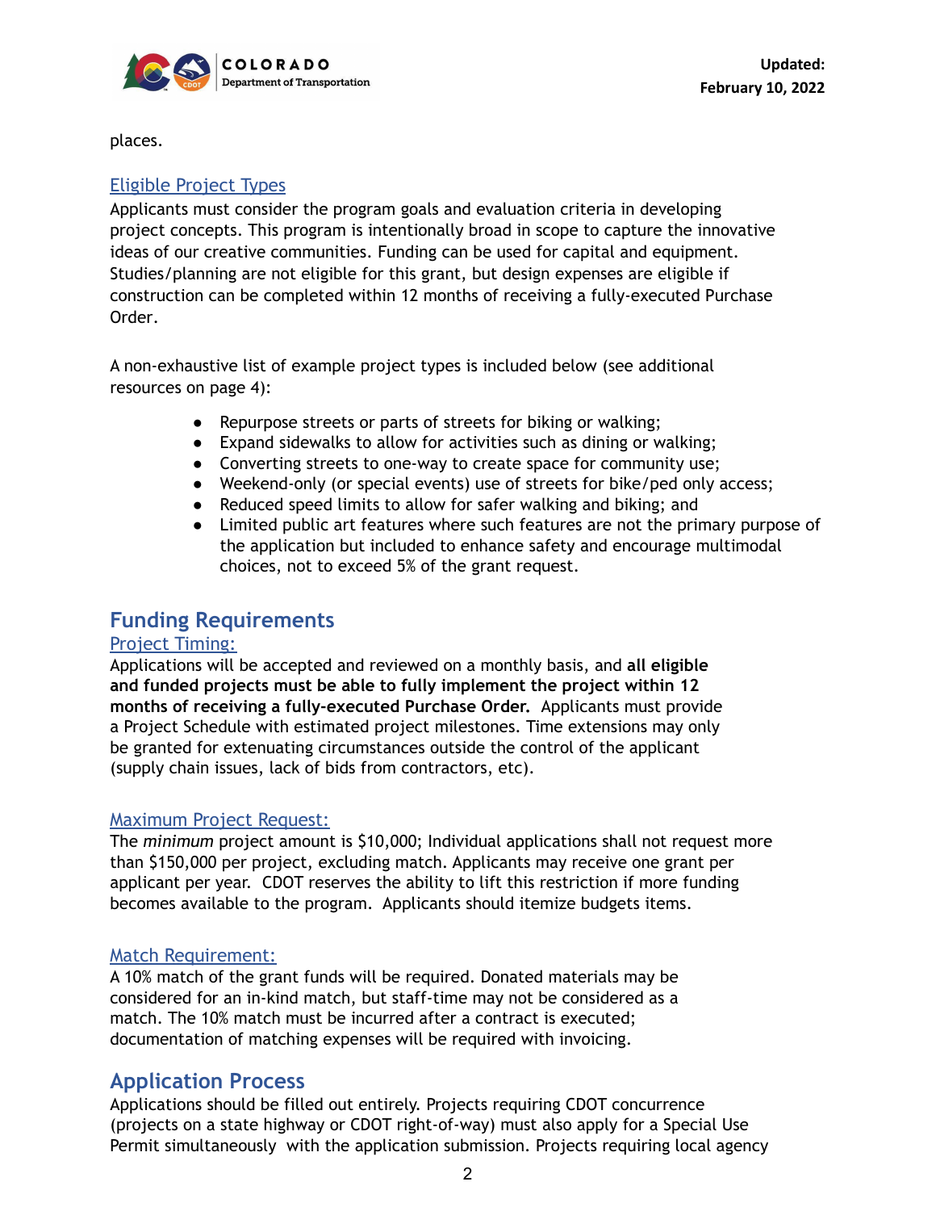places.

### Eligible Project Types

Applicants must consider the program goals and evaluation criteria in developing project concepts. This program is intentionally broad in scope to capture the innovative ideas of our creative communities. Funding can be used for capital and equipment. Studies/planning are not eligible for this grant, but design expenses are eligible if construction can be completed within 12 months of receiving a fully-executed Purchase Order.

A non-exhaustive list of example project types is included below (see additional resources on page 4):

- Repurpose streets or parts of streets for biking or walking;
- Expand sidewalks to allow for activities such as dining or walking;
- Converting streets to one-way to create space for community use;
- Weekend-only (or special events) use of streets for bike/ped only access;
- Reduced speed limits to allow for safer walking and biking; and
- Limited public art features where such features are not the primary purpose of the application but included to enhance safety and encourage multimodal choices, not to exceed 5% of the grant request.

## Funding Requirements

### Project Timing:

Applications will be accepted and reviewed on a monthly basis, and **all eligible and funded projects must be able to fully implement the project within 12 months of receiving a fully-executed Purchase Order.** Applicants must provide a Project Schedule with estimated project milestones. Time extensions may only be granted for extenuating circumstances outside the control of the applicant (supply chain issues, lack of bids from contractors, etc).

### Maximum Project Request:

The *minimum* project amount is $10,000; Individual applications shall not request more than $150,000 per project, excluding match. Applicants may receive one grant per applicant per year. CDOT reserves the ability to lift this restriction if more funding becomes available to the program. Applicants should itemize budgets items.

### Match Requirement:

A 10% match of the grant funds will be required. Donated materials may be considered for an in-kind match, but staff-time may not be considered as a match. The 10% match must be incurred after a contract is executed; documentation of matching expenses will be required with invoicing.

## Application Process

Applications should be filled out entirely. Projects requiring CDOT concurrence (projects on a state highway or CDOT right-of-way) must also apply for a Special Use Permit simultaneously with the application submission. Projects requiring local agency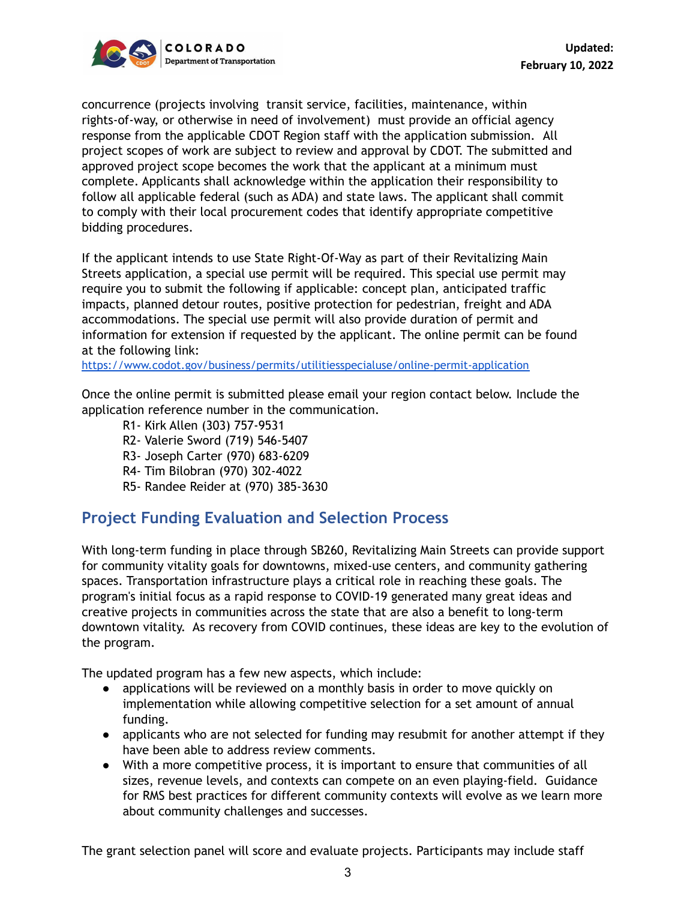concurrence (projects involving transit service, facilities, maintenance, within rights-of-way, or otherwise in need of involvement) must provide an official agency response from the applicable CDOT Region staff with the application submission. All project scopes of work are subject to review and approval by CDOT. The submitted and approved project scope becomes the work that the applicant at a minimum must complete. Applicants shall acknowledge within the application their responsibility to follow all applicable federal (such as ADA) and state laws. The applicant shall commit to comply with their local procurement codes that identify appropriate competitive bidding procedures.

If the applicant intends to use State Right-Of-Way as part of their Revitalizing Main Streets application, a special use permit will be required. This special use permit may require you to submit the following if applicable: concept plan, anticipated traffic impacts, planned detour routes, positive protection for pedestrian, freight and ADA accommodations. The special use permit will also provide duration of permit and information for extension if requested by the applicant. The online permit can be found at the following link:
https://www.codot.gov/business/permits/utilitiesspecialuse/online-permit-application

Once the online permit is submitted please email your region contact below. Include the application reference number in the communication.

R1- Kirk Allen (303) 757-9531
R2- Valerie Sword (719) 546-5407
R3- Joseph Carter (970) 683-6209
R4- Tim Bilobran (970) 302-4022
R5- Randee Reider at (970) 385-3630

## Project Funding Evaluation and Selection Process

With long-term funding in place through SB260, Revitalizing Main Streets can provide support for community vitality goals for downtowns, mixed-use centers, and community gathering spaces. Transportation infrastructure plays a critical role in reaching these goals. The program's initial focus as a rapid response to COVID-19 generated many great ideas and creative projects in communities across the state that are also a benefit to long-term downtown vitality. As recovery from COVID continues, these ideas are key to the evolution of the program.

The updated program has a few new aspects, which include:

- applications will be reviewed on a monthly basis in order to move quickly on implementation while allowing competitive selection for a set amount of annual funding.
- applicants who are not selected for funding may resubmit for another attempt if they have been able to address review comments.
- With a more competitive process, it is important to ensure that communities of all sizes, revenue levels, and contexts can compete on an even playing-field. Guidance for RMS best practices for different community contexts will evolve as we learn more about community challenges and successes.

The grant selection panel will score and evaluate projects. Participants may include staff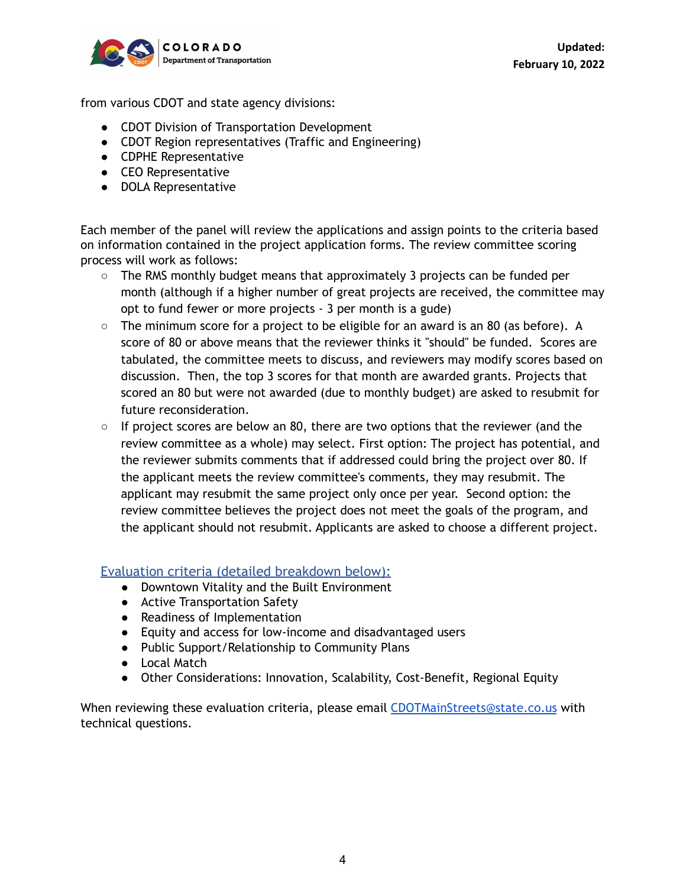from various CDOT and state agency divisions:

- CDOT Division of Transportation Development
- CDOT Region representatives (Traffic and Engineering)
- CDPHE Representative
- CEO Representative
- DOLA Representative

Each member of the panel will review the applications and assign points to the criteria based on information contained in the project application forms. The review committee scoring process will work as follows:

- The RMS monthly budget means that approximately 3 projects can be funded per month (although if a higher number of great projects are received, the committee may opt to fund fewer or more projects - 3 per month is a gude)
- The minimum score for a project to be eligible for an award is an 80 (as before). A score of 80 or above means that the reviewer thinks it "should" be funded. Scores are tabulated, the committee meets to discuss, and reviewers may modify scores based on discussion. Then, the top 3 scores for that month are awarded grants. Projects that scored an 80 but were not awarded (due to monthly budget) are asked to resubmit for future reconsideration.
- If project scores are below an 80, there are two options that the reviewer (and the review committee as a whole) may select. First option: The project has potential, and the reviewer submits comments that if addressed could bring the project over 80. If the applicant meets the review committee's comments, they may resubmit. The applicant may resubmit the same project only once per year. Second option: the review committee believes the project does not meet the goals of the program, and the applicant should not resubmit. Applicants are asked to choose a different project.

Evaluation criteria (detailed breakdown below):

- Downtown Vitality and the Built Environment
- Active Transportation Safety
- Readiness of Implementation
- Equity and access for low-income and disadvantaged users
- Public Support/Relationship to Community Plans
- Local Match
- Other Considerations: Innovation, Scalability, Cost-Benefit, Regional Equity

When reviewing these evaluation criteria, please email CDOTMainStreets@state.co.us with technical questions.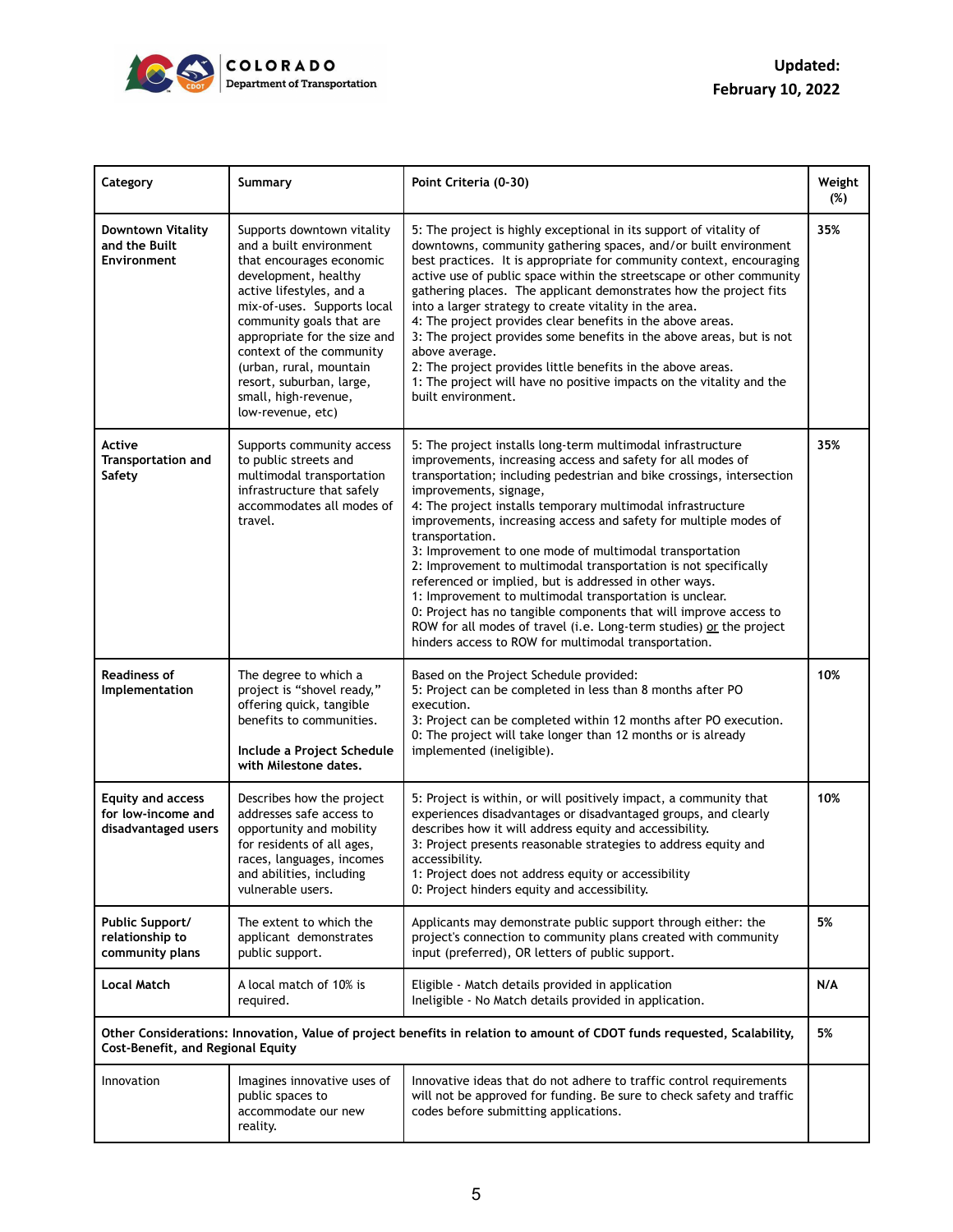| Category | Summary | Point Criteria (0-30) | Weight (%) |
|---|---|---|---|
| **Downtown Vitality and the Built Environment** | Supports downtown vitality and a built environment that encourages economic development, healthy active lifestyles, and a mix-of-uses. Supports local community goals that are appropriate for the size and context of the community (urban, rural, mountain resort, suburban, large, small, high-revenue, low-revenue, etc) | 5: The project is highly exceptional in its support of vitality of downtowns, community gathering spaces, and/or built environment best practices. It is appropriate for community context, encouraging active use of public space within the streetscape or other community gathering places. The applicant demonstrates how the project fits into a larger strategy to create vitality in the area.<br>4: The project provides clear benefits in the above areas.<br>3: The project provides some benefits in the above areas, but is not above average.<br>2: The project provides little benefits in the above areas.<br>1: The project will have no positive impacts on the vitality and the built environment. | **35%** |
| **Active Transportation and Safety** | Supports community access to public streets and multimodal transportation infrastructure that safely accommodates all modes of travel. | 5: The project installs long-term multimodal infrastructure improvements, increasing access and safety for all modes of transportation; including pedestrian and bike crossings, intersection improvements, signage,<br>4: The project installs temporary multimodal infrastructure improvements, increasing access and safety for multiple modes of transportation.<br>3: Improvement to one mode of multimodal transportation<br>2: Improvement to multimodal transportation is not specifically referenced or implied, but is addressed in other ways.<br>1: Improvement to multimodal transportation is unclear.<br>0: Project has no tangible components that will improve access to ROW for all modes of travel (i.e. Long-term studies) <u>or</u> the project hinders access to ROW for multimodal transportation. | **35%** |
| **Readiness of Implementation** | The degree to which a project is "shovel ready," offering quick, tangible benefits to communities.<br><br>**Include a Project Schedule with Milestone dates.** | Based on the Project Schedule provided:<br>5: Project can be completed in less than 8 months after PO execution.<br>3: Project can be completed within 12 months after PO execution.<br>0: The project will take longer than 12 months or is already implemented (ineligible). | **10%** |
| **Equity and access for low-income and disadvantaged users** | Describes how the project addresses safe access to opportunity and mobility for residents of all ages, races, languages, incomes and abilities, including vulnerable users. | 5: Project is within, or will positively impact, a community that experiences disadvantages or disadvantaged groups, and clearly describes how it will address equity and accessibility.<br>3: Project presents reasonable strategies to address equity and accessibility.<br>1: Project does not address equity or accessibility<br>0: Project hinders equity and accessibility. | **10%** |
| **Public Support/ relationship to community plans** | The extent to which the applicant demonstrates public support. | Applicants may demonstrate public support through either: the project's connection to community plans created with community input (preferred), OR letters of public support. | **5%** |
| **Local Match** | A local match of 10% is required. | Eligible - Match details provided in application<br>Ineligible - No Match details provided in application. | **N/A** |
| **Other Considerations: Innovation, Value of project benefits in relation to amount of CDOT funds requested, Scalability, Cost-Benefit, and Regional Equity** | | | **5%** |
| Innovation | Imagines innovative uses of public spaces to accommodate our new reality. | Innovative ideas that do not adhere to traffic control requirements will not be approved for funding. Be sure to check safety and traffic codes before submitting applications. | |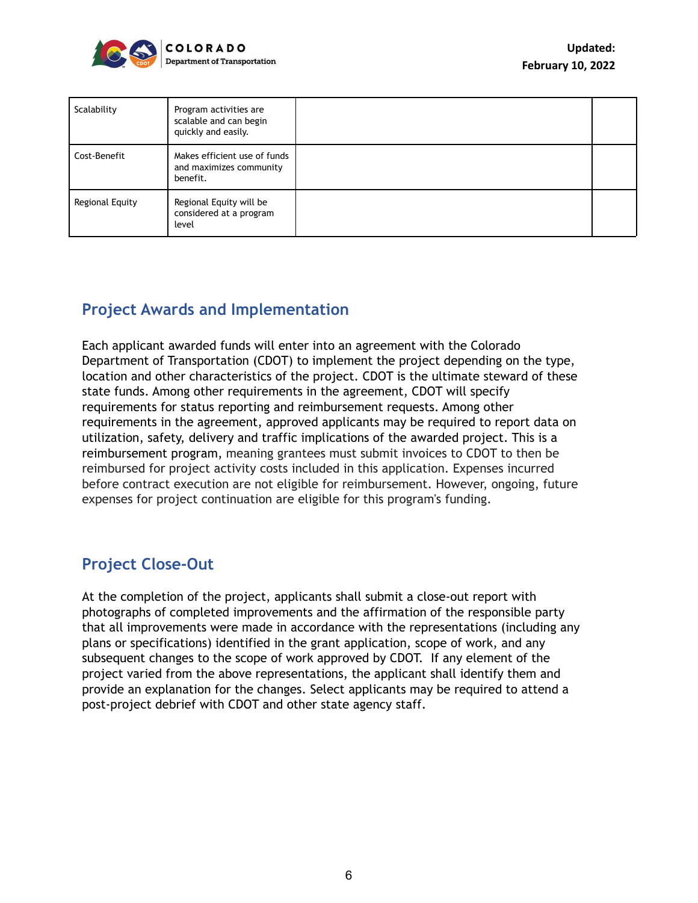| Scalability | Program activities are scalable and can begin quickly and easily. | | |
| --- | --- | --- | --- |
| Cost-Benefit | Makes efficient use of funds and maximizes community benefit. | | |
| Regional Equity | Regional Equity will be considered at a program level | | |

## Project Awards and Implementation

Each applicant awarded funds will enter into an agreement with the Colorado Department of Transportation (CDOT) to implement the project depending on the type, location and other characteristics of the project. CDOT is the ultimate steward of these state funds. Among other requirements in the agreement, CDOT will specify requirements for status reporting and reimbursement requests. Among other requirements in the agreement, approved applicants may be required to report data on utilization, safety, delivery and traffic implications of the awarded project. This is a reimbursement program, meaning grantees must submit invoices to CDOT to then be reimbursed for project activity costs included in this application. Expenses incurred before contract execution are not eligible for reimbursement. However, ongoing, future expenses for project continuation are eligible for this program's funding.

## Project Close-Out

At the completion of the project, applicants shall submit a close-out report with photographs of completed improvements and the affirmation of the responsible party that all improvements were made in accordance with the representations (including any plans or specifications) identified in the grant application, scope of work, and any subsequent changes to the scope of work approved by CDOT. If any element of the project varied from the above representations, the applicant shall identify them and provide an explanation for the changes. Select applicants may be required to attend a post-project debrief with CDOT and other state agency staff.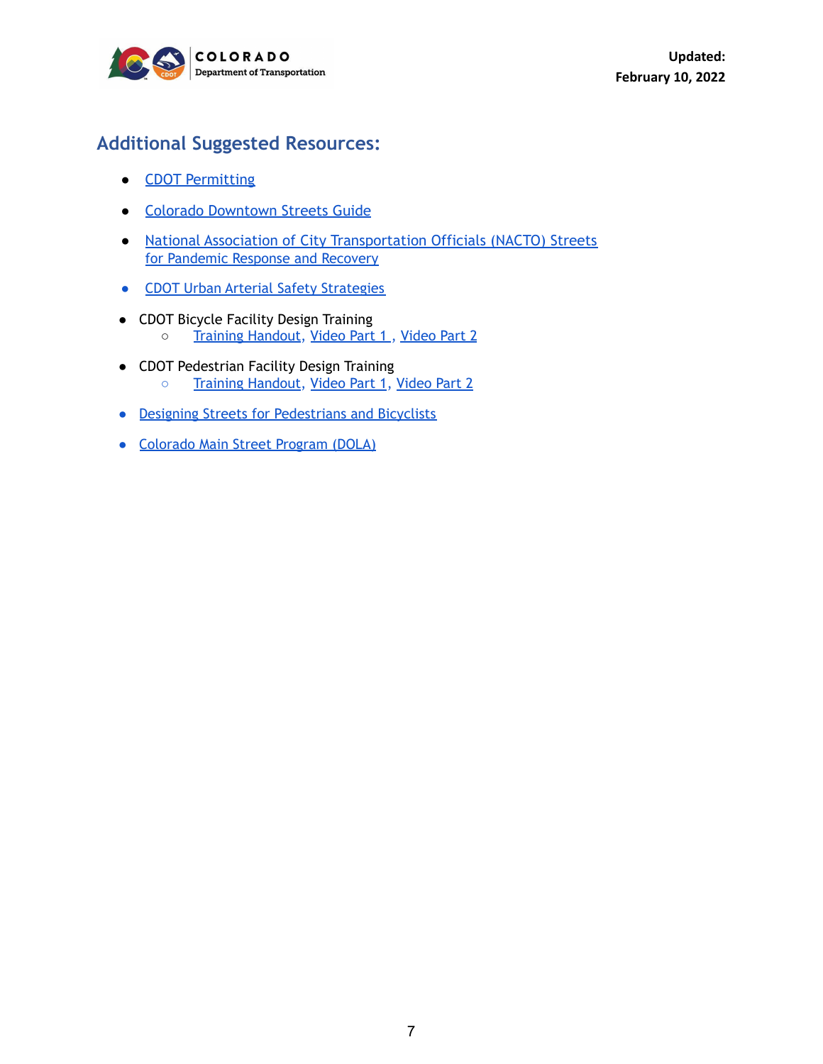## Additional Suggested Resources:

- CDOT Permitting
- Colorado Downtown Streets Guide
- National Association of City Transportation Officials (NACTO) Streets for Pandemic Response and Recovery
- CDOT Urban Arterial Safety Strategies
- CDOT Bicycle Facility Design Training
  - Training Handout, Video Part 1 , Video Part 2
- CDOT Pedestrian Facility Design Training
  - Training Handout, Video Part 1, Video Part 2
- Designing Streets for Pedestrians and Bicyclists
- Colorado Main Street Program (DOLA)